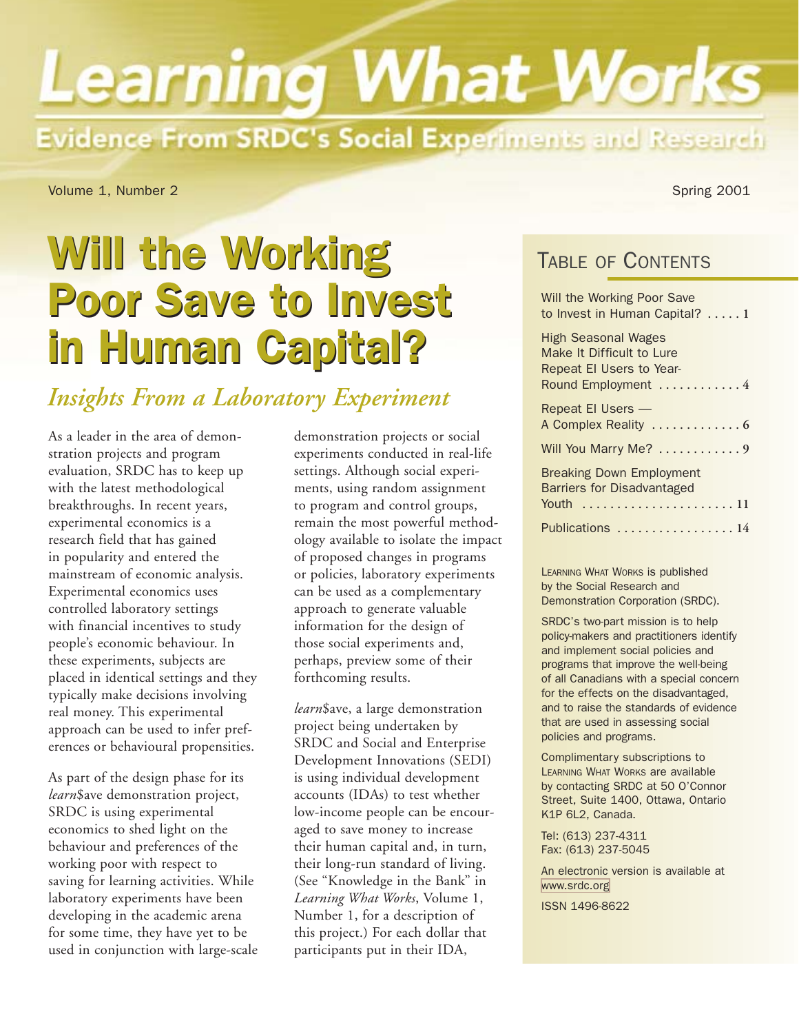# Learning What Works

## Evidence From SRDC's Social Experiments and Research

Volume 1, Number 2

Spring 2001

# Will the Working Poor Save to Invest in Human Capital?

## *Insights From a Laboratory Experiment*

As a leader in the area of demonstration projects and program evaluation, SRDC has to keep up with the latest methodological breakthroughs. In recent years, experimental economics is a research field that has gained in popularity and entered the mainstream of economic analysis. Experimental economics uses controlled laboratory settings with financial incentives to study people's economic behaviour. In these experiments, subjects are placed in identical settings and they typically make decisions involving real money. This experimental approach can be used to infer preferences or behavioural propensities.

As part of the design phase for its *learn*$ave demonstration project, SRDC is using experimental economics to shed light on the behaviour and preferences of the working poor with respect to saving for learning activities. While laboratory experiments have been developing in the academic arena for some time, they have yet to be used in conjunction with large-scale demonstration projects or social experiments conducted in real-life settings. Although social experiments, using random assignment to program and control groups, remain the most powerful methodology available to isolate the impact of proposed changes in programs or policies, laboratory experiments can be used as a complementary approach to generate valuable information for the design of those social experiments and, perhaps, preview some of their forthcoming results.

*learn*$ave, a large demonstration project being undertaken by SRDC and Social and Enterprise Development Innovations (SEDI) is using individual development accounts (IDAs) to test whether low-income people can be encouraged to save money to increase their human capital and, in turn, their long-run standard of living. (See "Knowledge in the Bank" in *Learning What Works*, Volume 1, Number 1, for a description of this project.) For each dollar that participants put in their IDA,

## Table of Contents

- Will the Working Poor Save to Invest in Human Capital? ..... 1
- High Seasonal Wages Make It Difficult to Lure Repeat EI Users to Year-Round Employment ..... 4
- Repeat EI Users — A Complex Reality ..... 6
- Will You Marry Me? ..... 9
- Breaking Down Employment Barriers for Disadvantaged Youth ..... 11
- Publications ..... 14

Learning What Works is published by the Social Research and Demonstration Corporation (SRDC).

SRDC's two-part mission is to help policy-makers and practitioners identify and implement social policies and programs that improve the well-being of all Canadians with a special concern for the effects on the disadvantaged, and to raise the standards of evidence that are used in assessing social policies and programs.

Complimentary subscriptions to Learning What Works are available by contacting SRDC at 50 O'Connor Street, Suite 1400, Ottawa, Ontario K1P 6L2, Canada.

Tel: (613) 237-4311
Fax: (613) 237-5045

An electronic version is available at www.srdc.org

ISSN 1496-8622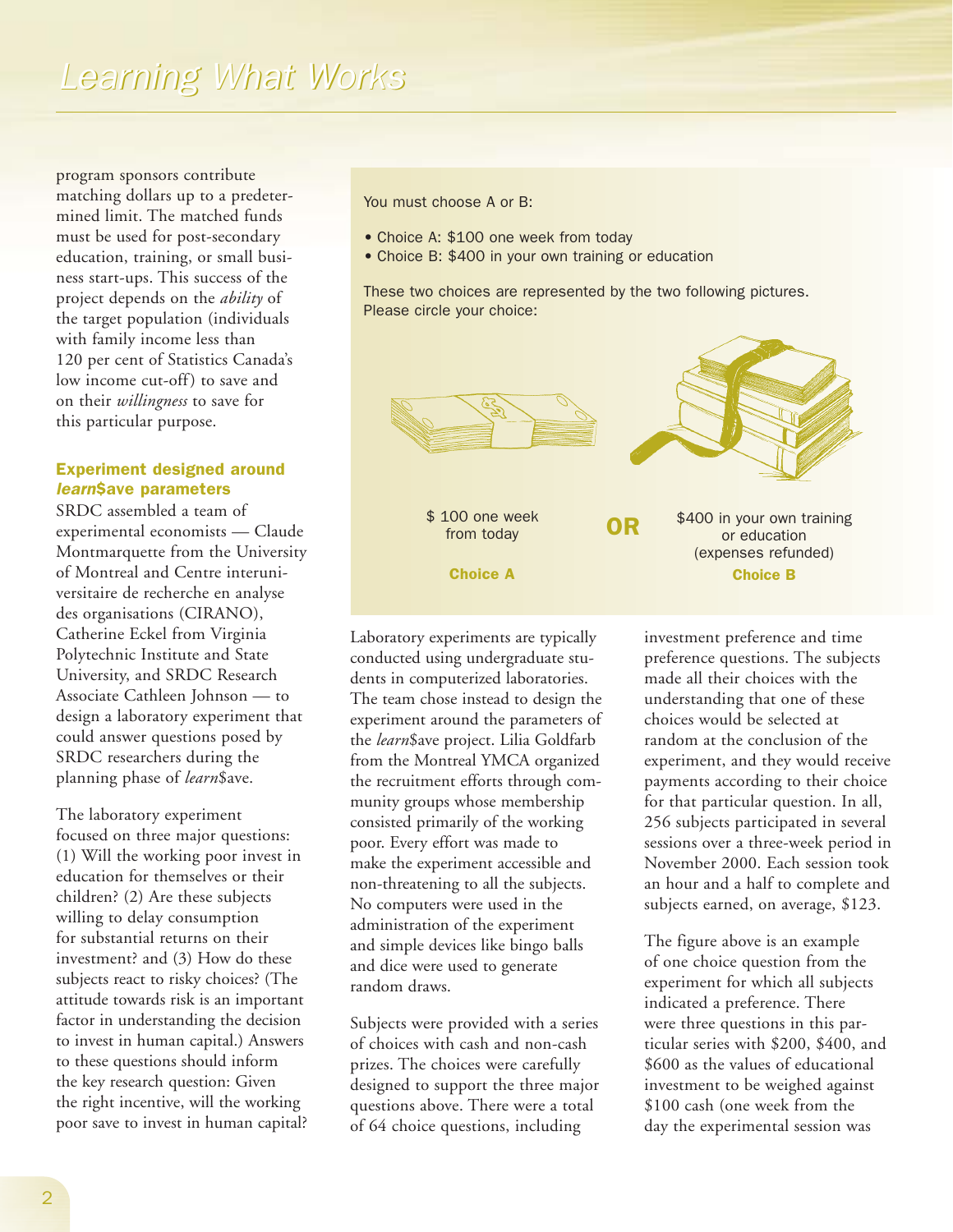program sponsors contribute matching dollars up to a predetermined limit. The matched funds must be used for post-secondary education, training, or small business start-ups. This success of the project depends on the *ability* of the target population (individuals with family income less than 120 per cent of Statistics Canada's low income cut-off) to save and on their *willingness* to save for this particular purpose.

### Experiment designed around *learn*$ave parameters

SRDC assembled a team of experimental economists — Claude Montmarquette from the University of Montreal and Centre interuniversitaire de recherche en analyse des organisations (CIRANO), Catherine Eckel from Virginia Polytechnic Institute and State University, and SRDC Research Associate Cathleen Johnson — to design a laboratory experiment that could answer questions posed by SRDC researchers during the planning phase of *learn*$ave.

The laboratory experiment focused on three major questions: (1) Will the working poor invest in education for themselves or their children? (2) Are these subjects willing to delay consumption for substantial returns on their investment? and (3) How do these subjects react to risky choices? (The attitude towards risk is an important factor in understanding the decision to invest in human capital.) Answers to these questions should inform the key research question: Given the right incentive, will the working poor save to invest in human capital?

You must choose A or B:

- Choice A: $100 one week from today
- Choice B: $400 in your own training or education

These two choices are represented by the two following pictures. Please circle your choice:

| $ 100 one week from today | OR | $400 in your own training or education (expenses refunded) |
|---|---|---|
| **Choice A** | | **Choice B** |

Laboratory experiments are typically conducted using undergraduate students in computerized laboratories. The team chose instead to design the experiment around the parameters of the *learn*$ave project. Lilia Goldfarb from the Montreal YMCA organized the recruitment efforts through community groups whose membership consisted primarily of the working poor. Every effort was made to make the experiment accessible and non-threatening to all the subjects. No computers were used in the administration of the experiment and simple devices like bingo balls and dice were used to generate random draws.

Subjects were provided with a series of choices with cash and non-cash prizes. The choices were carefully designed to support the three major questions above. There were a total of 64 choice questions, including investment preference and time preference questions. The subjects made all their choices with the understanding that one of these choices would be selected at random at the conclusion of the experiment, and they would receive payments according to their choice for that particular question. In all, 256 subjects participated in several sessions over a three-week period in November 2000. Each session took an hour and a half to complete and subjects earned, on average, $123.

The figure above is an example of one choice question from the experiment for which all subjects indicated a preference. There were three questions in this particular series with $200, $400, and $600 as the values of educational investment to be weighed against $100 cash (one week from the day the experimental session was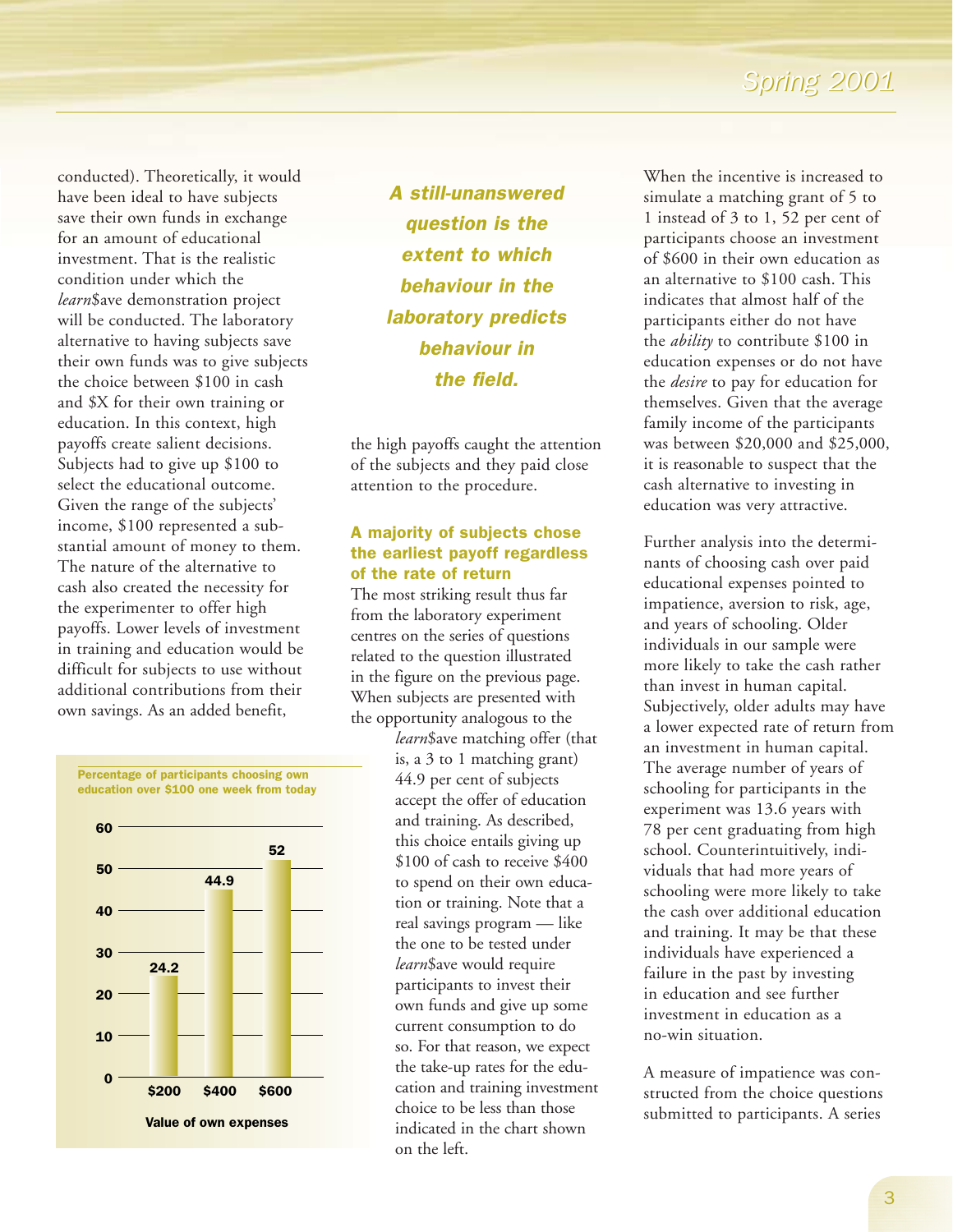conducted). Theoretically, it would have been ideal to have subjects save their own funds in exchange for an amount of educational investment. That is the realistic condition under which the *learn*$ave demonstration project will be conducted. The laboratory alternative to having subjects save their own funds was to give subjects the choice between $100 in cash and $X for their own training or education. In this context, high payoffs create salient decisions. Subjects had to give up $100 to select the educational outcome. Given the range of the subjects' income, $100 represented a substantial amount of money to them. The nature of the alternative to cash also created the necessity for the experimenter to offer high payoffs. Lower levels of investment in training and education would be difficult for subjects to use without additional contributions from their own savings. As an added benefit, the high payoffs caught the attention of the subjects and they paid close attention to the procedure.

> ***A still-unanswered question is the extent to which behaviour in the laboratory predicts behaviour in the field.***

**Percentage of participants choosing own education over $100 one week from today**

| Value of own expenses | Percentage |
|---|---|
| $200 | 24.2 |
| $400 | 44.9 |
| $600 | 52 |

### A majority of subjects chose the earliest payoff regardless of the rate of return

The most striking result thus far from the laboratory experiment centres on the series of questions related to the question illustrated in the figure on the previous page. When subjects are presented with the opportunity analogous to the *learn*$ave matching offer (that is, a 3 to 1 matching grant) 44.9 per cent of subjects accept the offer of education and training. As described, this choice entails giving up $100 of cash to receive $400 to spend on their own education or training. Note that a real savings program — like the one to be tested under *learn*$ave would require participants to invest their own funds and give up some current consumption to do so. For that reason, we expect the take-up rates for the education and training investment choice to be less than those indicated in the chart shown on the left.

When the incentive is increased to simulate a matching grant of 5 to 1 instead of 3 to 1, 52 per cent of participants choose an investment of $600 in their own education as an alternative to $100 cash. This indicates that almost half of the participants either do not have the *ability* to contribute $100 in education expenses or do not have the *desire* to pay for education for themselves. Given that the average family income of the participants was between $20,000 and $25,000, it is reasonable to suspect that the cash alternative to investing in education was very attractive.

Further analysis into the determinants of choosing cash over paid educational expenses pointed to impatience, aversion to risk, age, and years of schooling. Older individuals in our sample were more likely to take the cash rather than invest in human capital. Subjectively, older adults may have a lower expected rate of return from an investment in human capital. The average number of years of schooling for participants in the experiment was 13.6 years with 78 per cent graduating from high school. Counterintuitively, individuals that had more years of schooling were more likely to take the cash over additional education and training. It may be that these individuals have experienced a failure in the past by investing in education and see further investment in education as a no-win situation.

A measure of impatience was constructed from the choice questions submitted to participants. A series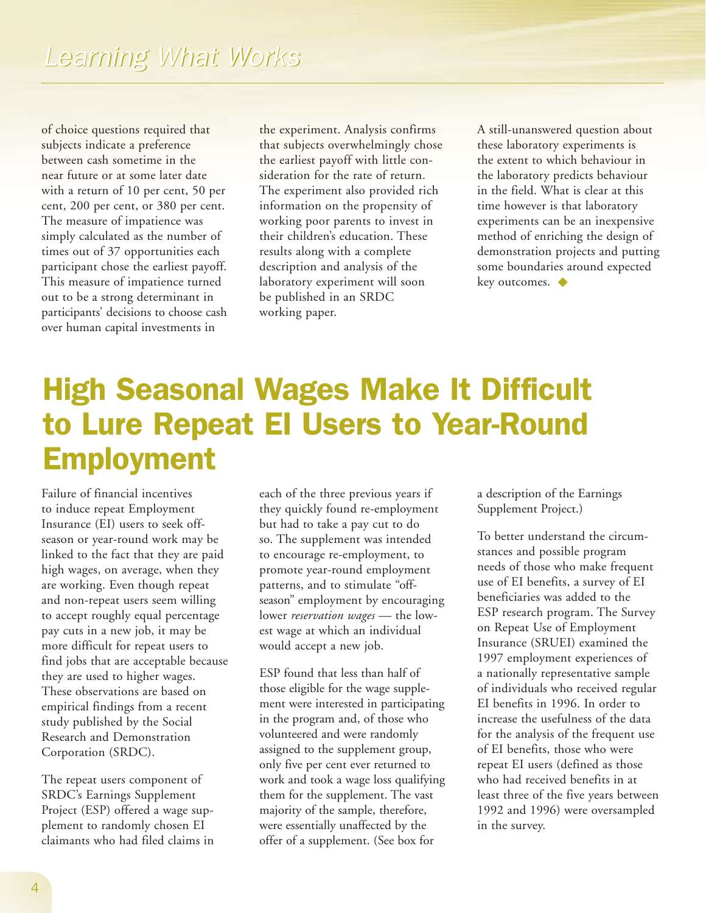of choice questions required that subjects indicate a preference between cash sometime in the near future or at some later date with a return of 10 per cent, 50 per cent, 200 per cent, or 380 per cent. The measure of impatience was simply calculated as the number of times out of 37 opportunities each participant chose the earliest payoff. This measure of impatience turned out to be a strong determinant in participants' decisions to choose cash over human capital investments in the experiment. Analysis confirms that subjects overwhelmingly chose the earliest payoff with little consideration for the rate of return. The experiment also provided rich information on the propensity of working poor parents to invest in their children's education. These results along with a complete description and analysis of the laboratory experiment will soon be published in an SRDC working paper.

A still-unanswered question about these laboratory experiments is the extent to which behaviour in the laboratory predicts behaviour in the field. What is clear at this time however is that laboratory experiments can be an inexpensive method of enriching the design of demonstration projects and putting some boundaries around expected key outcomes. ◆

# High Seasonal Wages Make It Difficult to Lure Repeat EI Users to Year-Round Employment

Failure of financial incentives to induce repeat Employment Insurance (EI) users to seek off-season or year-round work may be linked to the fact that they are paid high wages, on average, when they are working. Even though repeat and non-repeat users seem willing to accept roughly equal percentage pay cuts in a new job, it may be more difficult for repeat users to find jobs that are acceptable because they are used to higher wages. These observations are based on empirical findings from a recent study published by the Social Research and Demonstration Corporation (SRDC).

The repeat users component of SRDC's Earnings Supplement Project (ESP) offered a wage supplement to randomly chosen EI claimants who had filed claims in each of the three previous years if they quickly found re-employment but had to take a pay cut to do so. The supplement was intended to encourage re-employment, to promote year-round employment patterns, and to stimulate "off-season" employment by encouraging lower *reservation wages* — the lowest wage at which an individual would accept a new job.

ESP found that less than half of those eligible for the wage supplement were interested in participating in the program and, of those who volunteered and were randomly assigned to the supplement group, only five per cent ever returned to work and took a wage loss qualifying them for the supplement. The vast majority of the sample, therefore, were essentially unaffected by the offer of a supplement. (See box for a description of the Earnings Supplement Project.)

To better understand the circumstances and possible program needs of those who make frequent use of EI benefits, a survey of EI beneficiaries was added to the ESP research program. The Survey on Repeat Use of Employment Insurance (SRUEI) examined the 1997 employment experiences of a nationally representative sample of individuals who received regular EI benefits in 1996. In order to increase the usefulness of the data for the analysis of the frequent use of EI benefits, those who were repeat EI users (defined as those who had received benefits in at least three of the five years between 1992 and 1996) were oversampled in the survey.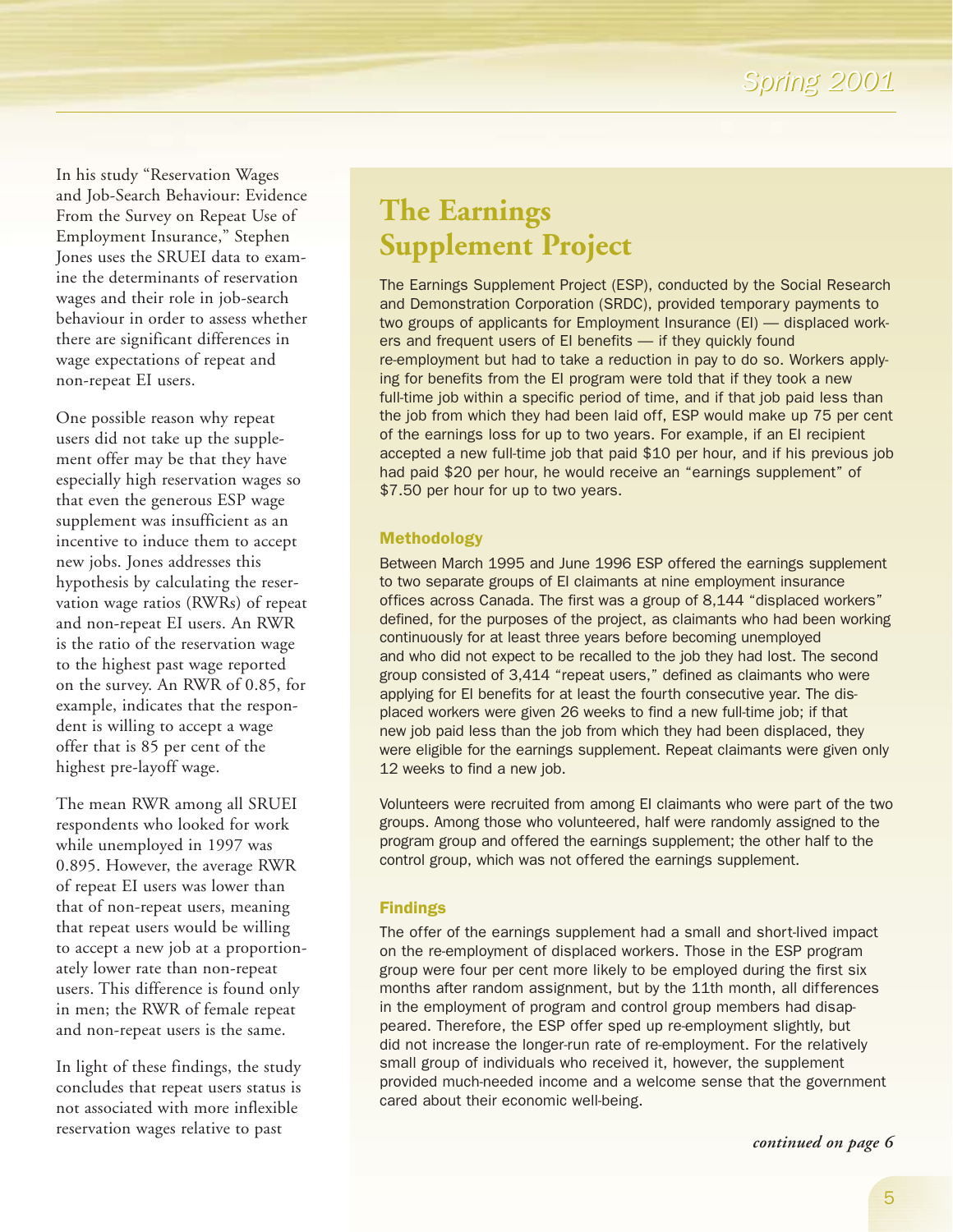In his study "Reservation Wages and Job-Search Behaviour: Evidence From the Survey on Repeat Use of Employment Insurance," Stephen Jones uses the SRUEI data to examine the determinants of reservation wages and their role in job-search behaviour in order to assess whether there are significant differences in wage expectations of repeat and non-repeat EI users.

One possible reason why repeat users did not take up the supplement offer may be that they have especially high reservation wages so that even the generous ESP wage supplement was insufficient as an incentive to induce them to accept new jobs. Jones addresses this hypothesis by calculating the reservation wage ratios (RWRs) of repeat and non-repeat EI users. An RWR is the ratio of the reservation wage to the highest past wage reported on the survey. An RWR of 0.85, for example, indicates that the respondent is willing to accept a wage offer that is 85 per cent of the highest pre-layoff wage.

The mean RWR among all SRUEI respondents who looked for work while unemployed in 1997 was 0.895. However, the average RWR of repeat EI users was lower than that of non-repeat users, meaning that repeat users would be willing to accept a new job at a proportionately lower rate than non-repeat users. This difference is found only in men; the RWR of female repeat and non-repeat users is the same.

In light of these findings, the study concludes that repeat users status is not associated with more inflexible reservation wages relative to past

## The Earnings Supplement Project

The Earnings Supplement Project (ESP), conducted by the Social Research and Demonstration Corporation (SRDC), provided temporary payments to two groups of applicants for Employment Insurance (EI) — displaced workers and frequent users of EI benefits — if they quickly found re-employment but had to take a reduction in pay to do so. Workers applying for benefits from the EI program were told that if they took a new full-time job within a specific period of time, and if that job paid less than the job from which they had been laid off, ESP would make up 75 per cent of the earnings loss for up to two years. For example, if an EI recipient accepted a new full-time job that paid $10 per hour, and if his previous job had paid $20 per hour, he would receive an "earnings supplement" of $7.50 per hour for up to two years.

### Methodology

Between March 1995 and June 1996 ESP offered the earnings supplement to two separate groups of EI claimants at nine employment insurance offices across Canada. The first was a group of 8,144 "displaced workers" defined, for the purposes of the project, as claimants who had been working continuously for at least three years before becoming unemployed and who did not expect to be recalled to the job they had lost. The second group consisted of 3,414 "repeat users," defined as claimants who were applying for EI benefits for at least the fourth consecutive year. The displaced workers were given 26 weeks to find a new full-time job; if that new job paid less than the job from which they had been displaced, they were eligible for the earnings supplement. Repeat claimants were given only 12 weeks to find a new job.

Volunteers were recruited from among EI claimants who were part of the two groups. Among those who volunteered, half were randomly assigned to the program group and offered the earnings supplement; the other half to the control group, which was not offered the earnings supplement.

### Findings

The offer of the earnings supplement had a small and short-lived impact on the re-employment of displaced workers. Those in the ESP program group were four per cent more likely to be employed during the first six months after random assignment, but by the 11th month, all differences in the employment of program and control group members had disappeared. Therefore, the ESP offer sped up re-employment slightly, but did not increase the longer-run rate of re-employment. For the relatively small group of individuals who received it, however, the supplement provided much-needed income and a welcome sense that the government cared about their economic well-being.

***continued on page 6***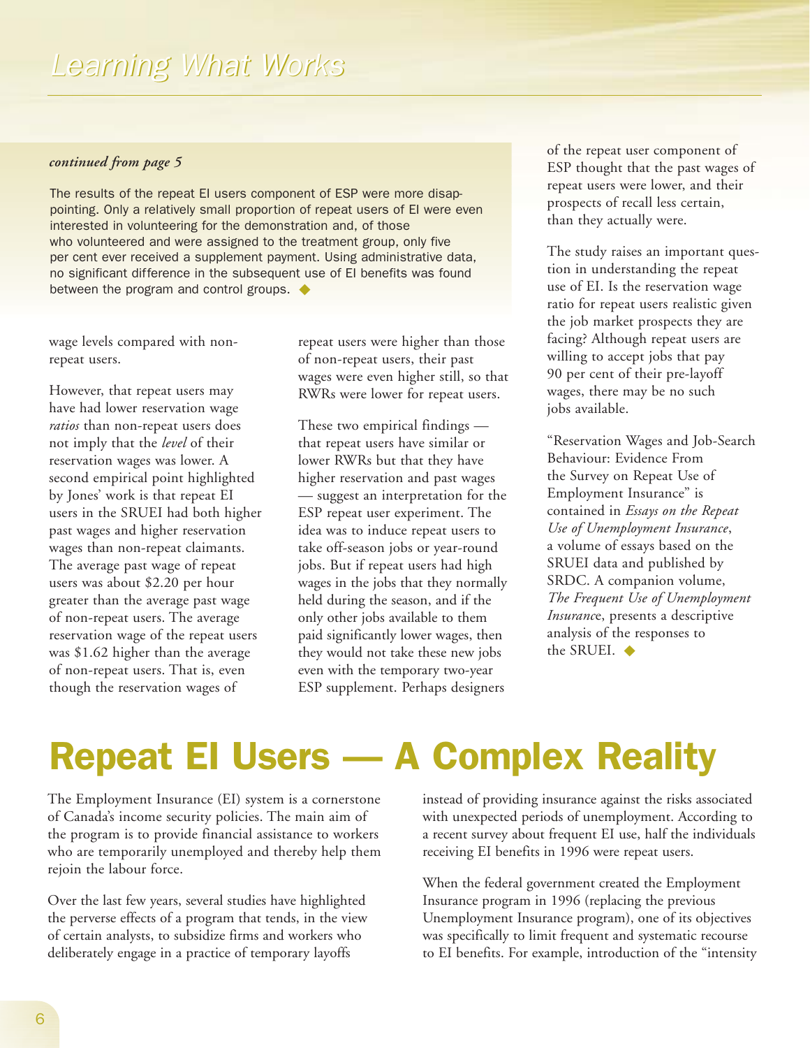*continued from page 5*

The results of the repeat EI users component of ESP were more disappointing. Only a relatively small proportion of repeat users of EI were even interested in volunteering for the demonstration and, of those who volunteered and were assigned to the treatment group, only five per cent ever received a supplement payment. Using administrative data, no significant difference in the subsequent use of EI benefits was found between the program and control groups. ◆

wage levels compared with non-repeat users.

However, that repeat users may have had lower reservation wage *ratios* than non-repeat users does not imply that the *level* of their reservation wages was lower. A second empirical point highlighted by Jones' work is that repeat EI users in the SRUEI had both higher past wages and higher reservation wages than non-repeat claimants. The average past wage of repeat users was about $2.20 per hour greater than the average past wage of non-repeat users. The average reservation wage of the repeat users was $1.62 higher than the average of non-repeat users. That is, even though the reservation wages of repeat users were higher than those of non-repeat users, their past wages were even higher still, so that RWRs were lower for repeat users.

These two empirical findings — that repeat users have similar or lower RWRs but that they have higher reservation and past wages — suggest an interpretation for the ESP repeat user experiment. The idea was to induce repeat users to take off-season jobs or year-round jobs. But if repeat users had high wages in the jobs that they normally held during the season, and if the only other jobs available to them paid significantly lower wages, then they would not take these new jobs even with the temporary two-year ESP supplement. Perhaps designers of the repeat user component of ESP thought that the past wages of repeat users were lower, and their prospects of recall less certain, than they actually were.

The study raises an important question in understanding the repeat use of EI. Is the reservation wage ratio for repeat users realistic given the job market prospects they are facing? Although repeat users are willing to accept jobs that pay 90 per cent of their pre-layoff wages, there may be no such jobs available.

"Reservation Wages and Job-Search Behaviour: Evidence From the Survey on Repeat Use of Employment Insurance" is contained in *Essays on the Repeat Use of Unemployment Insurance*, a volume of essays based on the SRUEI data and published by SRDC. A companion volume, *The Frequent Use of Unemployment Insurance*, presents a descriptive analysis of the responses to the SRUEI. ◆

# Repeat EI Users — A Complex Reality

The Employment Insurance (EI) system is a cornerstone of Canada's income security policies. The main aim of the program is to provide financial assistance to workers who are temporarily unemployed and thereby help them rejoin the labour force.

Over the last few years, several studies have highlighted the perverse effects of a program that tends, in the view of certain analysts, to subsidize firms and workers who deliberately engage in a practice of temporary layoffs instead of providing insurance against the risks associated with unexpected periods of unemployment. According to a recent survey about frequent EI use, half the individuals receiving EI benefits in 1996 were repeat users.

When the federal government created the Employment Insurance program in 1996 (replacing the previous Unemployment Insurance program), one of its objectives was specifically to limit frequent and systematic recourse to EI benefits. For example, introduction of the "intensity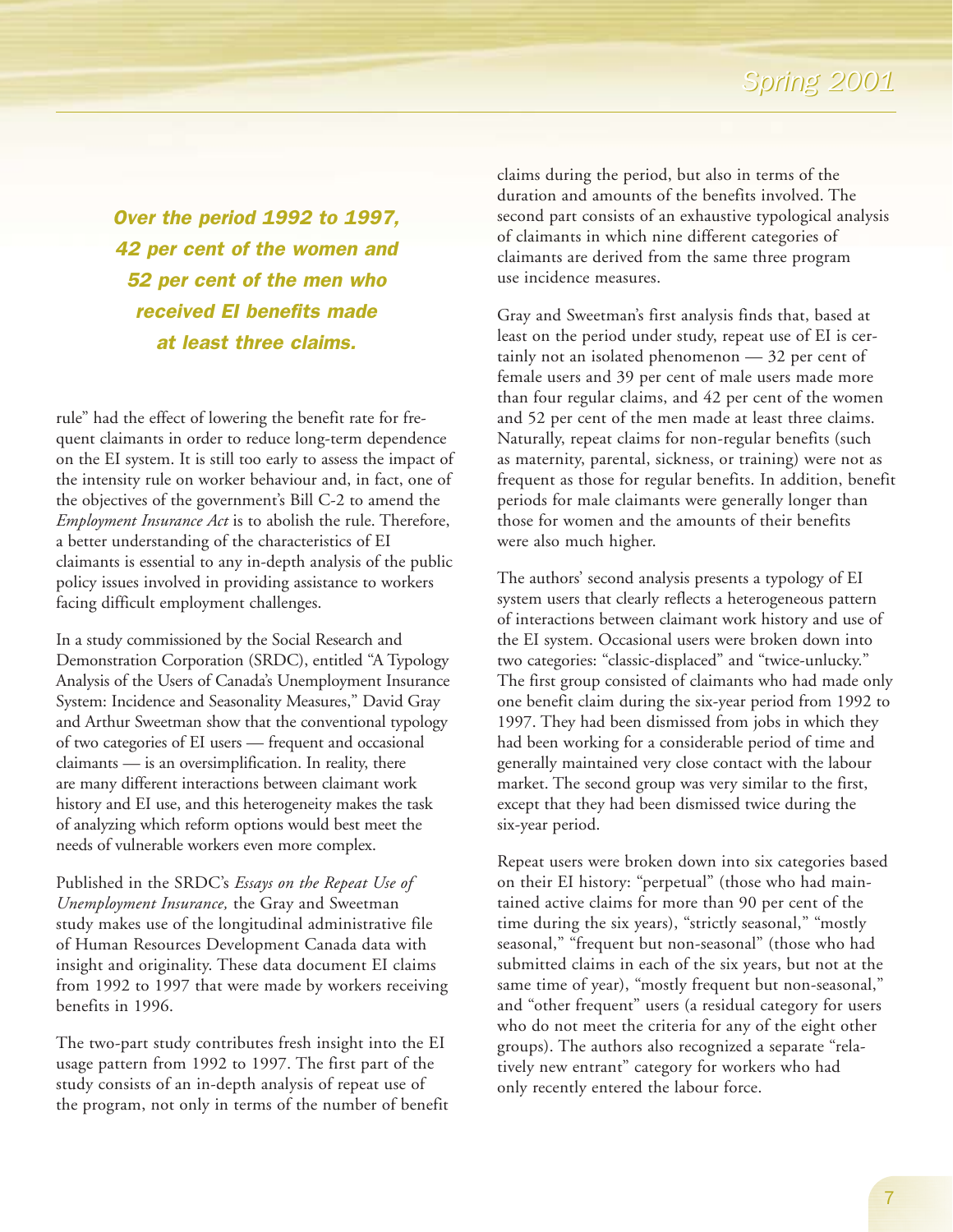*Over the period 1992 to 1997, 42 per cent of the women and 52 per cent of the men who received EI benefits made at least three claims.*

rule" had the effect of lowering the benefit rate for frequent claimants in order to reduce long-term dependence on the EI system. It is still too early to assess the impact of the intensity rule on worker behaviour and, in fact, one of the objectives of the government's Bill C-2 to amend the *Employment Insurance Act* is to abolish the rule. Therefore, a better understanding of the characteristics of EI claimants is essential to any in-depth analysis of the public policy issues involved in providing assistance to workers facing difficult employment challenges.

In a study commissioned by the Social Research and Demonstration Corporation (SRDC), entitled "A Typology Analysis of the Users of Canada's Unemployment Insurance System: Incidence and Seasonality Measures," David Gray and Arthur Sweetman show that the conventional typology of two categories of EI users — frequent and occasional claimants — is an oversimplification. In reality, there are many different interactions between claimant work history and EI use, and this heterogeneity makes the task of analyzing which reform options would best meet the needs of vulnerable workers even more complex.

Published in the SRDC's *Essays on the Repeat Use of Unemployment Insurance,* the Gray and Sweetman study makes use of the longitudinal administrative file of Human Resources Development Canada data with insight and originality. These data document EI claims from 1992 to 1997 that were made by workers receiving benefits in 1996.

The two-part study contributes fresh insight into the EI usage pattern from 1992 to 1997. The first part of the study consists of an in-depth analysis of repeat use of the program, not only in terms of the number of benefit claims during the period, but also in terms of the duration and amounts of the benefits involved. The second part consists of an exhaustive typological analysis of claimants in which nine different categories of claimants are derived from the same three program use incidence measures.

Gray and Sweetman's first analysis finds that, based at least on the period under study, repeat use of EI is certainly not an isolated phenomenon — 32 per cent of female users and 39 per cent of male users made more than four regular claims, and 42 per cent of the women and 52 per cent of the men made at least three claims. Naturally, repeat claims for non-regular benefits (such as maternity, parental, sickness, or training) were not as frequent as those for regular benefits. In addition, benefit periods for male claimants were generally longer than those for women and the amounts of their benefits were also much higher.

The authors' second analysis presents a typology of EI system users that clearly reflects a heterogeneous pattern of interactions between claimant work history and use of the EI system. Occasional users were broken down into two categories: "classic-displaced" and "twice-unlucky." The first group consisted of claimants who had made only one benefit claim during the six-year period from 1992 to 1997. They had been dismissed from jobs in which they had been working for a considerable period of time and generally maintained very close contact with the labour market. The second group was very similar to the first, except that they had been dismissed twice during the six-year period.

Repeat users were broken down into six categories based on their EI history: "perpetual" (those who had maintained active claims for more than 90 per cent of the time during the six years), "strictly seasonal," "mostly seasonal," "frequent but non-seasonal" (those who had submitted claims in each of the six years, but not at the same time of year), "mostly frequent but non-seasonal," and "other frequent" users (a residual category for users who do not meet the criteria for any of the eight other groups). The authors also recognized a separate "relatively new entrant" category for workers who had only recently entered the labour force.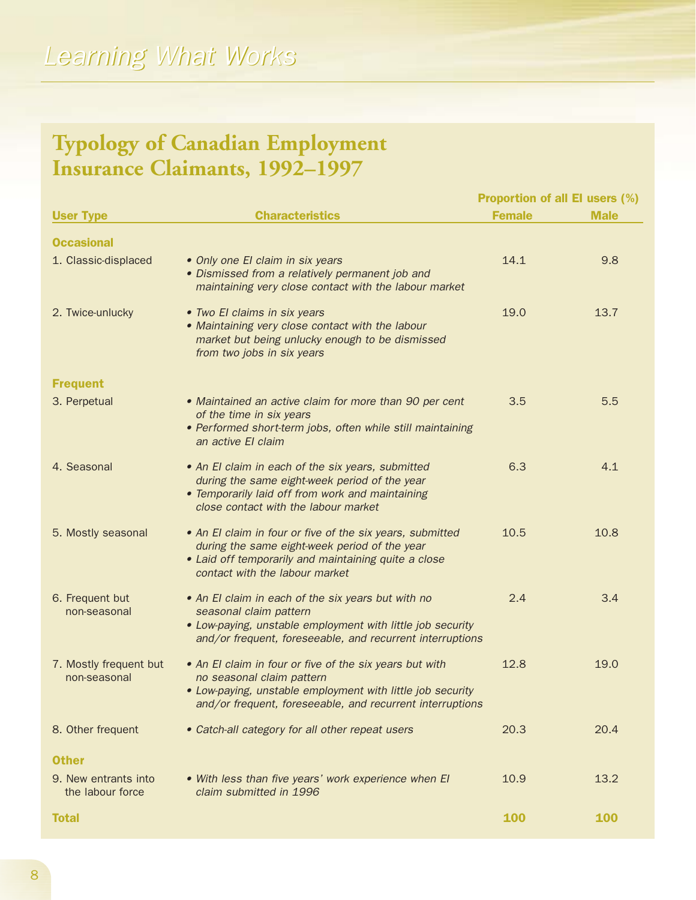## Typology of Canadian Employment Insurance Claimants, 1992–1997

| User Type | Characteristics | Proportion of all EI users (%) | |
|---|---|---|---|
| | | Female | Male |
| **Occasional** | | | |
| 1. Classic-displaced | • *Only one EI claim in six years*<br>• *Dismissed from a relatively permanent job and maintaining very close contact with the labour market* | 14.1 | 9.8 |
| 2. Twice-unlucky | • *Two EI claims in six years*<br>• *Maintaining very close contact with the labour market but being unlucky enough to be dismissed from two jobs in six years* | 19.0 | 13.7 |
| **Frequent** | | | |
| 3. Perpetual | • *Maintained an active claim for more than 90 per cent of the time in six years*<br>• *Performed short-term jobs, often while still maintaining an active EI claim* | 3.5 | 5.5 |
| 4. Seasonal | • *An EI claim in each of the six years, submitted during the same eight-week period of the year*<br>• *Temporarily laid off from work and maintaining close contact with the labour market* | 6.3 | 4.1 |
| 5. Mostly seasonal | • *An EI claim in four or five of the six years, submitted during the same eight-week period of the year*<br>• *Laid off temporarily and maintaining quite a close contact with the labour market* | 10.5 | 10.8 |
| 6. Frequent but non-seasonal | • *An EI claim in each of the six years but with no seasonal claim pattern*<br>• *Low-paying, unstable employment with little job security and/or frequent, foreseeable, and recurrent interruptions* | 2.4 | 3.4 |
| 7. Mostly frequent but non-seasonal | • *An EI claim in four or five of the six years but with no seasonal claim pattern*<br>• *Low-paying, unstable employment with little job security and/or frequent, foreseeable, and recurrent interruptions* | 12.8 | 19.0 |
| 8. Other frequent | • *Catch-all category for all other repeat users* | 20.3 | 20.4 |
| **Other** | | | |
| 9. New entrants into the labour force | • *With less than five years' work experience when EI claim submitted in 1996* | 10.9 | 13.2 |
| **Total** | | **100** | **100** |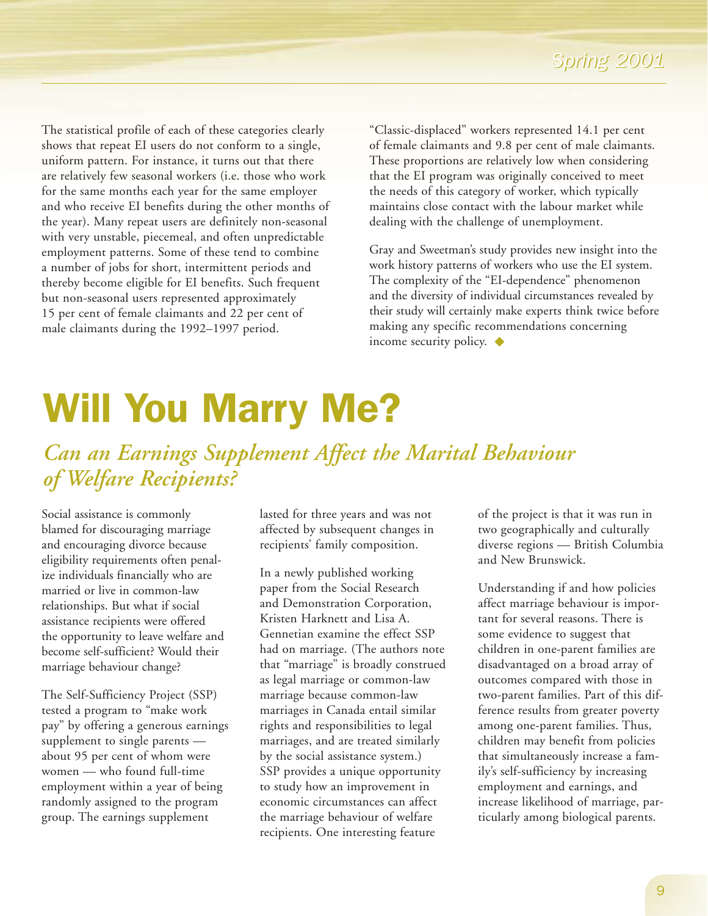The statistical profile of each of these categories clearly shows that repeat EI users do not conform to a single, uniform pattern. For instance, it turns out that there are relatively few seasonal workers (i.e. those who work for the same months each year for the same employer and who receive EI benefits during the other months of the year). Many repeat users are definitely non-seasonal with very unstable, piecemeal, and often unpredictable employment patterns. Some of these tend to combine a number of jobs for short, intermittent periods and thereby become eligible for EI benefits. Such frequent but non-seasonal users represented approximately 15 per cent of female claimants and 22 per cent of male claimants during the 1992–1997 period.

"Classic-displaced" workers represented 14.1 per cent of female claimants and 9.8 per cent of male claimants. These proportions are relatively low when considering that the EI program was originally conceived to meet the needs of this category of worker, which typically maintains close contact with the labour market while dealing with the challenge of unemployment.

Gray and Sweetman's study provides new insight into the work history patterns of workers who use the EI system. The complexity of the "EI-dependence" phenomenon and the diversity of individual circumstances revealed by their study will certainly make experts think twice before making any specific recommendations concerning income security policy. ◆

# Will You Marry Me?

## *Can an Earnings Supplement Affect the Marital Behaviour of Welfare Recipients?*

Social assistance is commonly blamed for discouraging marriage and encouraging divorce because eligibility requirements often penalize individuals financially who are married or live in common-law relationships. But what if social assistance recipients were offered the opportunity to leave welfare and become self-sufficient? Would their marriage behaviour change?

The Self-Sufficiency Project (SSP) tested a program to "make work pay" by offering a generous earnings supplement to single parents — about 95 per cent of whom were women — who found full-time employment within a year of being randomly assigned to the program group. The earnings supplement lasted for three years and was not affected by subsequent changes in recipients' family composition.

In a newly published working paper from the Social Research and Demonstration Corporation, Kristen Harknett and Lisa A. Gennetian examine the effect SSP had on marriage. (The authors note that "marriage" is broadly construed as legal marriage or common-law marriage because common-law marriages in Canada entail similar rights and responsibilities to legal marriages, and are treated similarly by the social assistance system.) SSP provides a unique opportunity to study how an improvement in economic circumstances can affect the marriage behaviour of welfare recipients. One interesting feature of the project is that it was run in two geographically and culturally diverse regions — British Columbia and New Brunswick.

Understanding if and how policies affect marriage behaviour is important for several reasons. There is some evidence to suggest that children in one-parent families are disadvantaged on a broad array of outcomes compared with those in two-parent families. Part of this difference results from greater poverty among one-parent families. Thus, children may benefit from policies that simultaneously increase a family's self-sufficiency by increasing employment and earnings, and increase likelihood of marriage, particularly among biological parents.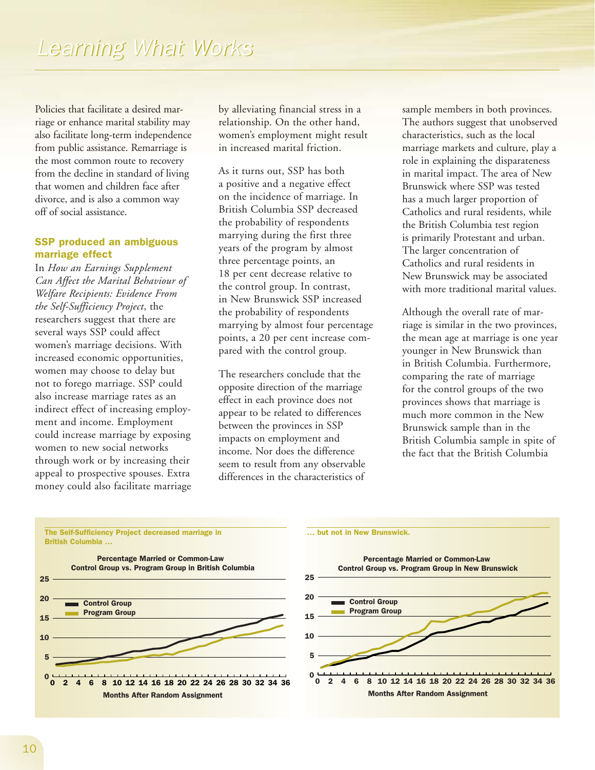Policies that facilitate a desired marriage or enhance marital stability may also facilitate long-term independence from public assistance. Remarriage is the most common route to recovery from the decline in standard of living that women and children face after divorce, and is also a common way off of social assistance.

### SSP produced an ambiguous marriage effect

In *How an Earnings Supplement Can Affect the Marital Behaviour of Welfare Recipients: Evidence From the Self-Sufficiency Project*, the researchers suggest that there are several ways SSP could affect women's marriage decisions. With increased economic opportunities, women may choose to delay but not to forego marriage. SSP could also increase marriage rates as an indirect effect of increasing employment and income. Employment could increase marriage by exposing women to new social networks through work or by increasing their appeal to prospective spouses. Extra money could also facilitate marriage by alleviating financial stress in a relationship. On the other hand, women's employment might result in increased marital friction.

As it turns out, SSP has both a positive and a negative effect on the incidence of marriage. In British Columbia SSP decreased the probability of respondents marrying during the first three years of the program by almost three percentage points, an 18 per cent decrease relative to the control group. In contrast, in New Brunswick SSP increased the probability of respondents marrying by almost four percentage points, a 20 per cent increase compared with the control group.

The researchers conclude that the opposite direction of the marriage effect in each province does not appear to be related to differences between the provinces in SSP impacts on employment and income. Nor does the difference seem to result from any observable differences in the characteristics of sample members in both provinces. The authors suggest that unobserved characteristics, such as the local marriage markets and culture, play a role in explaining the disparateness in marital impact. The area of New Brunswick where SSP was tested has a much larger proportion of Catholics and rural residents, while the British Columbia test region is primarily Protestant and urban. The larger concentration of Catholics and rural residents in New Brunswick may be associated with more traditional marital values.

Although the overall rate of marriage is similar in the two provinces, the mean age at marriage is one year younger in New Brunswick than in British Columbia. Furthermore, comparing the rate of marriage for the control groups of the two provinces shows that marriage is much more common in the New Brunswick sample than in the British Columbia sample in spite of the fact that the British Columbia

**The Self-Sufficiency Project decreased marriage in British Columbia ...**

**Percentage Married or Common-Law**
**Control Group vs. Program Group in British Columbia**

(Legend: Control Group; Program Group. Y-axis: 0–25. X-axis: Months After Random Assignment, 0–36)

**... but not in New Brunswick.**

**Percentage Married or Common-Law**
**Control Group vs. Program Group in New Brunswick**

(Legend: Control Group; Program Group. Y-axis: 0–25. X-axis: Months After Random Assignment, 0–36)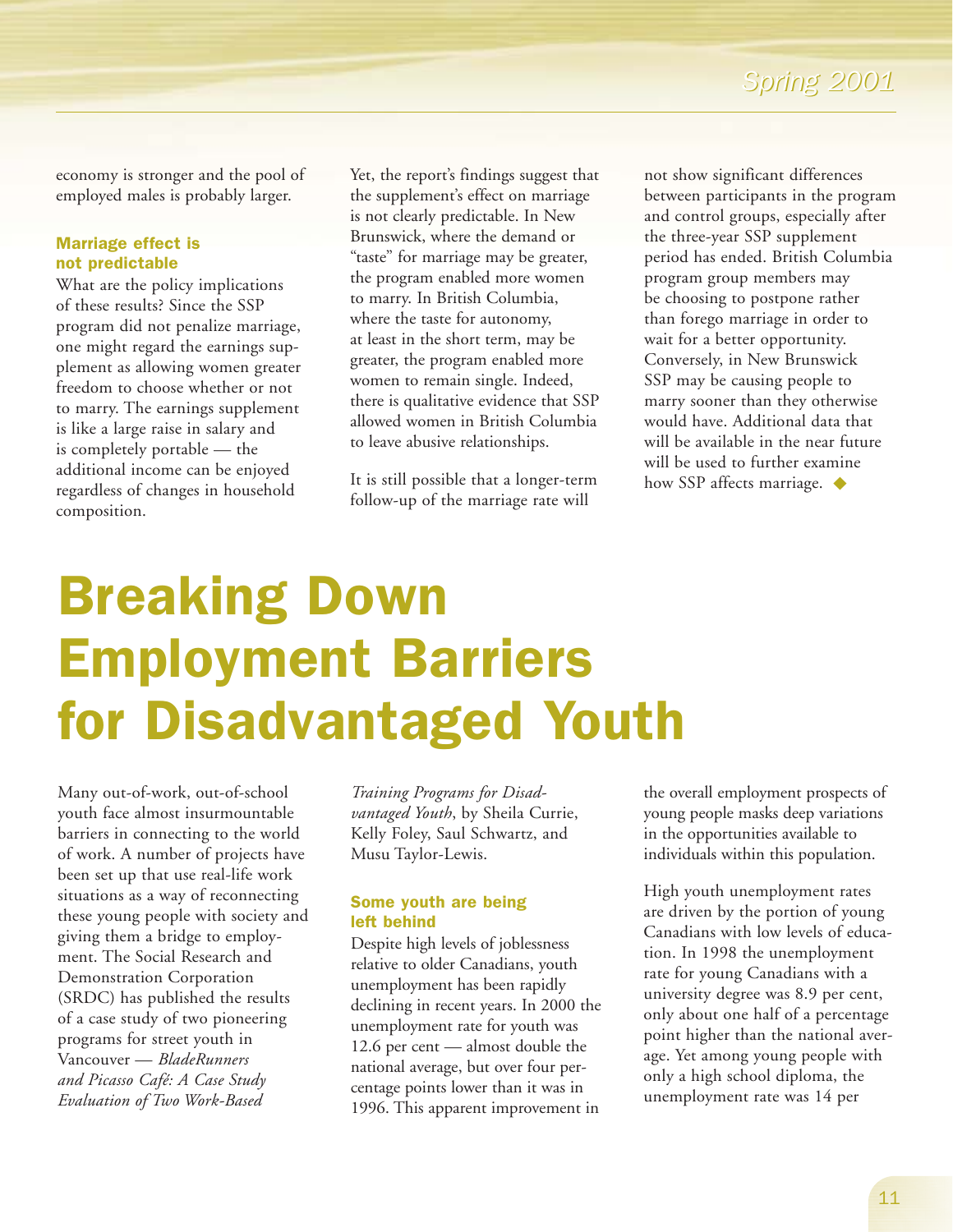economy is stronger and the pool of employed males is probably larger.

### Marriage effect is not predictable

What are the policy implications of these results? Since the SSP program did not penalize marriage, one might regard the earnings supplement as allowing women greater freedom to choose whether or not to marry. The earnings supplement is like a large raise in salary and is completely portable — the additional income can be enjoyed regardless of changes in household composition.

Yet, the report's findings suggest that the supplement's effect on marriage is not clearly predictable. In New Brunswick, where the demand or "taste" for marriage may be greater, the program enabled more women to marry. In British Columbia, where the taste for autonomy, at least in the short term, may be greater, the program enabled more women to remain single. Indeed, there is qualitative evidence that SSP allowed women in British Columbia to leave abusive relationships.

It is still possible that a longer-term follow-up of the marriage rate will not show significant differences between participants in the program and control groups, especially after the three-year SSP supplement period has ended. British Columbia program group members may be choosing to postpone rather than forego marriage in order to wait for a better opportunity. Conversely, in New Brunswick SSP may be causing people to marry sooner than they otherwise would have. Additional data that will be available in the near future will be used to further examine how SSP affects marriage. ◆

# Breaking Down Employment Barriers for Disadvantaged Youth

Many out-of-work, out-of-school youth face almost insurmountable barriers in connecting to the world of work. A number of projects have been set up that use real-life work situations as a way of reconnecting these young people with society and giving them a bridge to employment. The Social Research and Demonstration Corporation (SRDC) has published the results of a case study of two pioneering programs for street youth in Vancouver — *BladeRunners and Picasso Café: A Case Study Evaluation of Two Work-Based Training Programs for Disadvantaged Youth*, by Sheila Currie, Kelly Foley, Saul Schwartz, and Musu Taylor-Lewis.

### Some youth are being left behind

Despite high levels of joblessness relative to older Canadians, youth unemployment has been rapidly declining in recent years. In 2000 the unemployment rate for youth was 12.6 per cent — almost double the national average, but over four percentage points lower than it was in 1996. This apparent improvement in the overall employment prospects of young people masks deep variations in the opportunities available to individuals within this population.

High youth unemployment rates are driven by the portion of young Canadians with low levels of education. In 1998 the unemployment rate for young Canadians with a university degree was 8.9 per cent, only about one half of a percentage point higher than the national average. Yet among young people with only a high school diploma, the unemployment rate was 14 per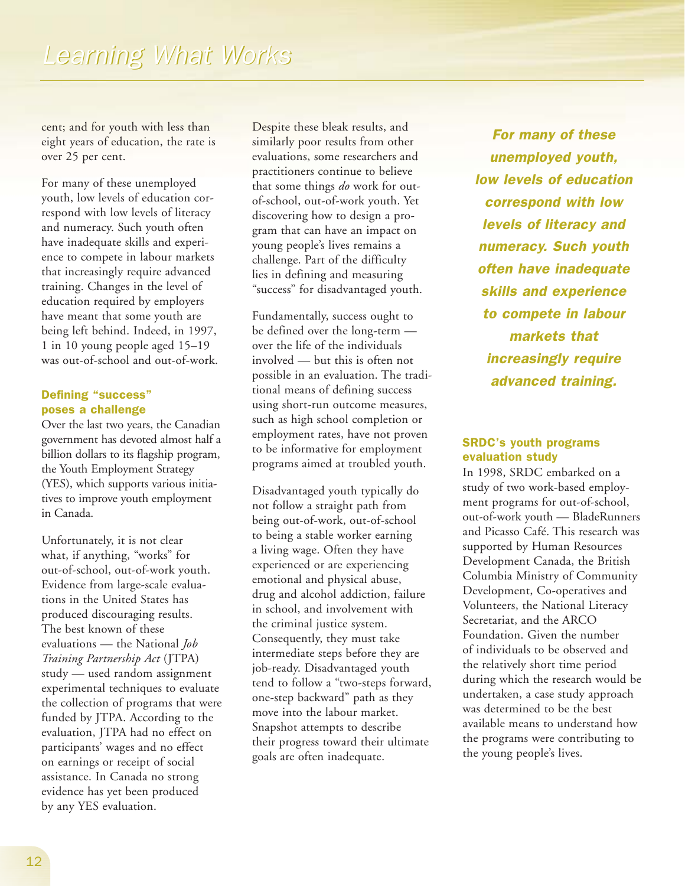cent; and for youth with less than eight years of education, the rate is over 25 per cent.

For many of these unemployed youth, low levels of education correspond with low levels of literacy and numeracy. Such youth often have inadequate skills and experience to compete in labour markets that increasingly require advanced training. Changes in the level of education required by employers have meant that some youth are being left behind. Indeed, in 1997, 1 in 10 young people aged 15–19 was out-of-school and out-of-work.

### Defining "success" poses a challenge

Over the last two years, the Canadian government has devoted almost half a billion dollars to its flagship program, the Youth Employment Strategy (YES), which supports various initiatives to improve youth employment in Canada.

Unfortunately, it is not clear what, if anything, "works" for out-of-school, out-of-work youth. Evidence from large-scale evaluations in the United States has produced discouraging results. The best known of these evaluations — the National *Job Training Partnership Act* (JTPA) study — used random assignment experimental techniques to evaluate the collection of programs that were funded by JTPA. According to the evaluation, JTPA had no effect on participants' wages and no effect on earnings or receipt of social assistance. In Canada no strong evidence has yet been produced by any YES evaluation.

Despite these bleak results, and similarly poor results from other evaluations, some researchers and practitioners continue to believe that some things *do* work for out-of-school, out-of-work youth. Yet discovering how to design a program that can have an impact on young people's lives remains a challenge. Part of the difficulty lies in defining and measuring "success" for disadvantaged youth.

Fundamentally, success ought to be defined over the long-term — over the life of the individuals involved — but this is often not possible in an evaluation. The traditional means of defining success using short-run outcome measures, such as high school completion or employment rates, have not proven to be informative for employment programs aimed at troubled youth.

Disadvantaged youth typically do not follow a straight path from being out-of-work, out-of-school to being a stable worker earning a living wage. Often they have experienced or are experiencing emotional and physical abuse, drug and alcohol addiction, failure in school, and involvement with the criminal justice system. Consequently, they must take intermediate steps before they are job-ready. Disadvantaged youth tend to follow a "two-steps forward, one-step backward" path as they move into the labour market. Snapshot attempts to describe their progress toward their ultimate goals are often inadequate.

***For many of these unemployed youth, low levels of education correspond with low levels of literacy and numeracy. Such youth often have inadequate skills and experience to compete in labour markets that increasingly require advanced training.***

### SRDC's youth programs evaluation study

In 1998, SRDC embarked on a study of two work-based employment programs for out-of-school, out-of-work youth — BladeRunners and Picasso Café. This research was supported by Human Resources Development Canada, the British Columbia Ministry of Community Development, Co-operatives and Volunteers, the National Literacy Secretariat, and the ARCO Foundation. Given the number of individuals to be observed and the relatively short time period during which the research would be undertaken, a case study approach was determined to be the best available means to understand how the programs were contributing to the young people's lives.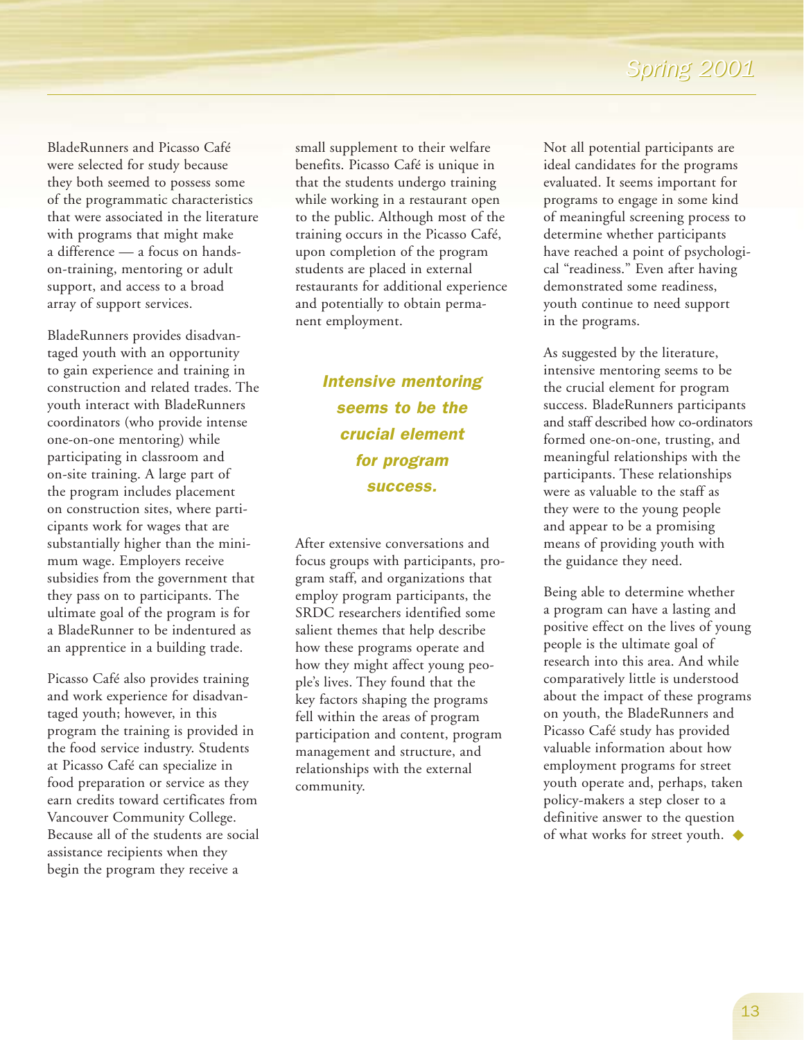BladeRunners and Picasso Café were selected for study because they both seemed to possess some of the programmatic characteristics that were associated in the literature with programs that might make a difference — a focus on hands-on-training, mentoring or adult support, and access to a broad array of support services.

BladeRunners provides disadvantaged youth with an opportunity to gain experience and training in construction and related trades. The youth interact with BladeRunners coordinators (who provide intense one-on-one mentoring) while participating in classroom and on-site training. A large part of the program includes placement on construction sites, where participants work for wages that are substantially higher than the minimum wage. Employers receive subsidies from the government that they pass on to participants. The ultimate goal of the program is for a BladeRunner to be indentured as an apprentice in a building trade.

Picasso Café also provides training and work experience for disadvantaged youth; however, in this program the training is provided in the food service industry. Students at Picasso Café can specialize in food preparation or service as they earn credits toward certificates from Vancouver Community College. Because all of the students are social assistance recipients when they begin the program they receive a small supplement to their welfare benefits. Picasso Café is unique in that the students undergo training while working in a restaurant open to the public. Although most of the training occurs in the Picasso Café, upon completion of the program students are placed in external restaurants for additional experience and potentially to obtain permanent employment.

***Intensive mentoring seems to be the crucial element for program success.***

After extensive conversations and focus groups with participants, program staff, and organizations that employ program participants, the SRDC researchers identified some salient themes that help describe how these programs operate and how they might affect young people's lives. They found that the key factors shaping the programs fell within the areas of program participation and content, program management and structure, and relationships with the external community.

Not all potential participants are ideal candidates for the programs evaluated. It seems important for programs to engage in some kind of meaningful screening process to determine whether participants have reached a point of psychological "readiness." Even after having demonstrated some readiness, youth continue to need support in the programs.

As suggested by the literature, intensive mentoring seems to be the crucial element for program success. BladeRunners participants and staff described how co-ordinators formed one-on-one, trusting, and meaningful relationships with the participants. These relationships were as valuable to the staff as they were to the young people and appear to be a promising means of providing youth with the guidance they need.

Being able to determine whether a program can have a lasting and positive effect on the lives of young people is the ultimate goal of research into this area. And while comparatively little is understood about the impact of these programs on youth, the BladeRunners and Picasso Café study has provided valuable information about how employment programs for street youth operate and, perhaps, taken policy-makers a step closer to a definitive answer to the question of what works for street youth. ◆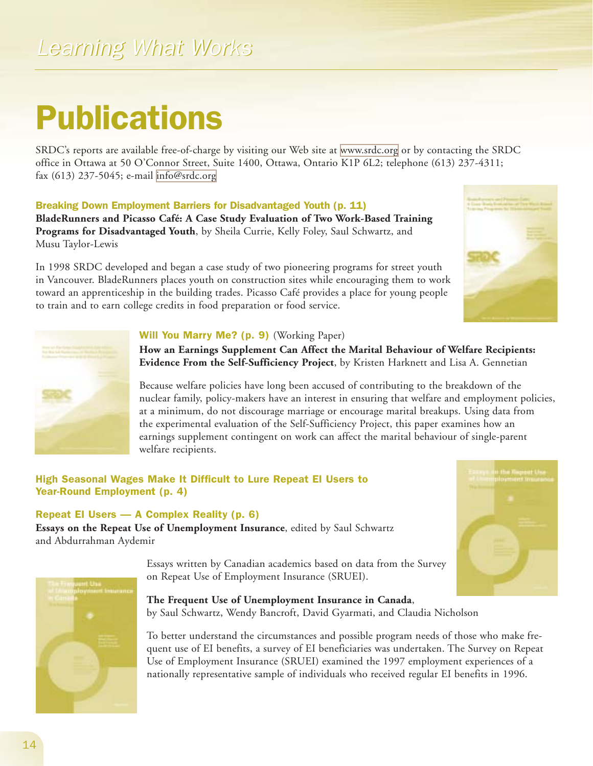# Publications

SRDC's reports are available free-of-charge by visiting our Web site at www.srdc.org or by contacting the SRDC office in Ottawa at 50 O'Connor Street, Suite 1400, Ottawa, Ontario K1P 6L2; telephone (613) 237-4311; fax (613) 237-5045; e-mail info@srdc.org

### Breaking Down Employment Barriers for Disadvantaged Youth (p. 11)

**BladeRunners and Picasso Café: A Case Study Evaluation of Two Work-Based Training Programs for Disadvantaged Youth**, by Sheila Currie, Kelly Foley, Saul Schwartz, and Musu Taylor-Lewis

In 1998 SRDC developed and began a case study of two pioneering programs for street youth in Vancouver. BladeRunners places youth on construction sites while encouraging them to work toward an apprenticeship in the building trades. Picasso Café provides a place for young people to train and to earn college credits in food preparation or food service.

### Will You Marry Me? (p. 9) (Working Paper)

**How an Earnings Supplement Can Affect the Marital Behaviour of Welfare Recipients: Evidence From the Self-Sufficiency Project**, by Kristen Harknett and Lisa A. Gennetian

Because welfare policies have long been accused of contributing to the breakdown of the nuclear family, policy-makers have an interest in ensuring that welfare and employment policies, at a minimum, do not discourage marriage or encourage marital breakups. Using data from the experimental evaluation of the Self-Sufficiency Project, this paper examines how an earnings supplement contingent on work can affect the marital behaviour of single-parent welfare recipients.

### High Seasonal Wages Make It Difficult to Lure Repeat EI Users to Year-Round Employment (p. 4)

### Repeat EI Users — A Complex Reality (p. 6)

**Essays on the Repeat Use of Unemployment Insurance**, edited by Saul Schwartz and Abdurrahman Aydemir

Essays written by Canadian academics based on data from the Survey on Repeat Use of Employment Insurance (SRUEI).

**The Frequent Use of Unemployment Insurance in Canada**, by Saul Schwartz, Wendy Bancroft, David Gyarmati, and Claudia Nicholson

To better understand the circumstances and possible program needs of those who make frequent use of EI benefits, a survey of EI beneficiaries was undertaken. The Survey on Repeat Use of Employment Insurance (SRUEI) examined the 1997 employment experiences of a nationally representative sample of individuals who received regular EI benefits in 1996.